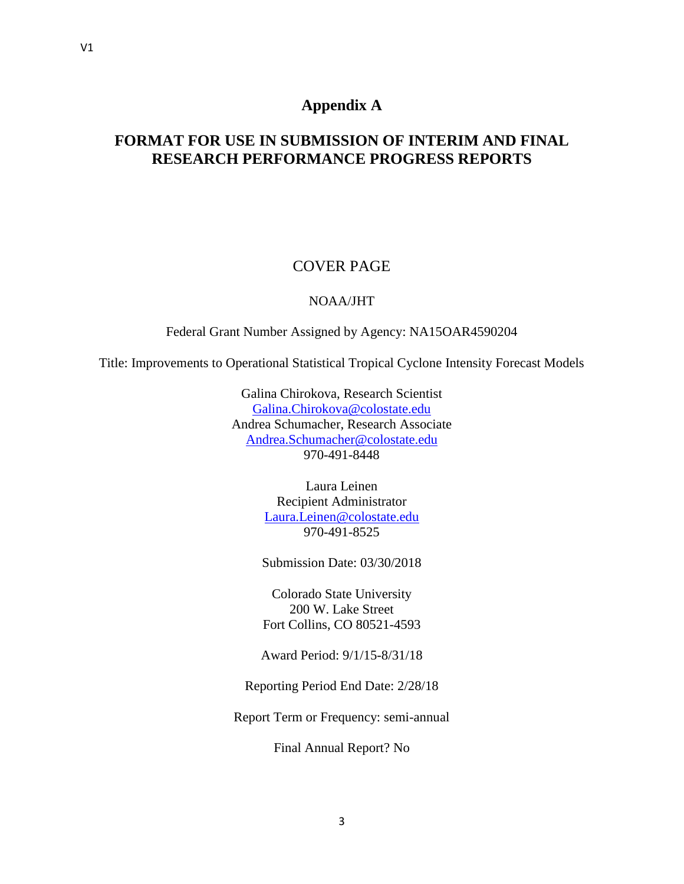# Appendix A

## FORMAT FOR USE IN SUBMISSION OF INTERIM AND FINAL RESEARCH PERFORMANCE PROGRESS REPORTS

COVER PAGE

NOAA/JHT

Federal Grant Number Assigned by Agency: NA15OAR4590204

Title: Improvements to Operational Statistical Tropical Cyclone Intensity Forecast Models

Galina Chirokova, Research Scientist
Galina.Chirokova@colostate.edu
Andrea Schumacher, Research Associate
Andrea.Schumacher@colostate.edu
970-491-8448

Laura Leinen
Recipient Administrator
Laura.Leinen@colostate.edu
970-491-8525

Submission Date: 03/30/2018

Colorado State University
200 W. Lake Street
Fort Collins, CO 80521-4593

Award Period: 9/1/15-8/31/18

Reporting Period End Date: 2/28/18

Report Term or Frequency: semi-annual

Final Annual Report? No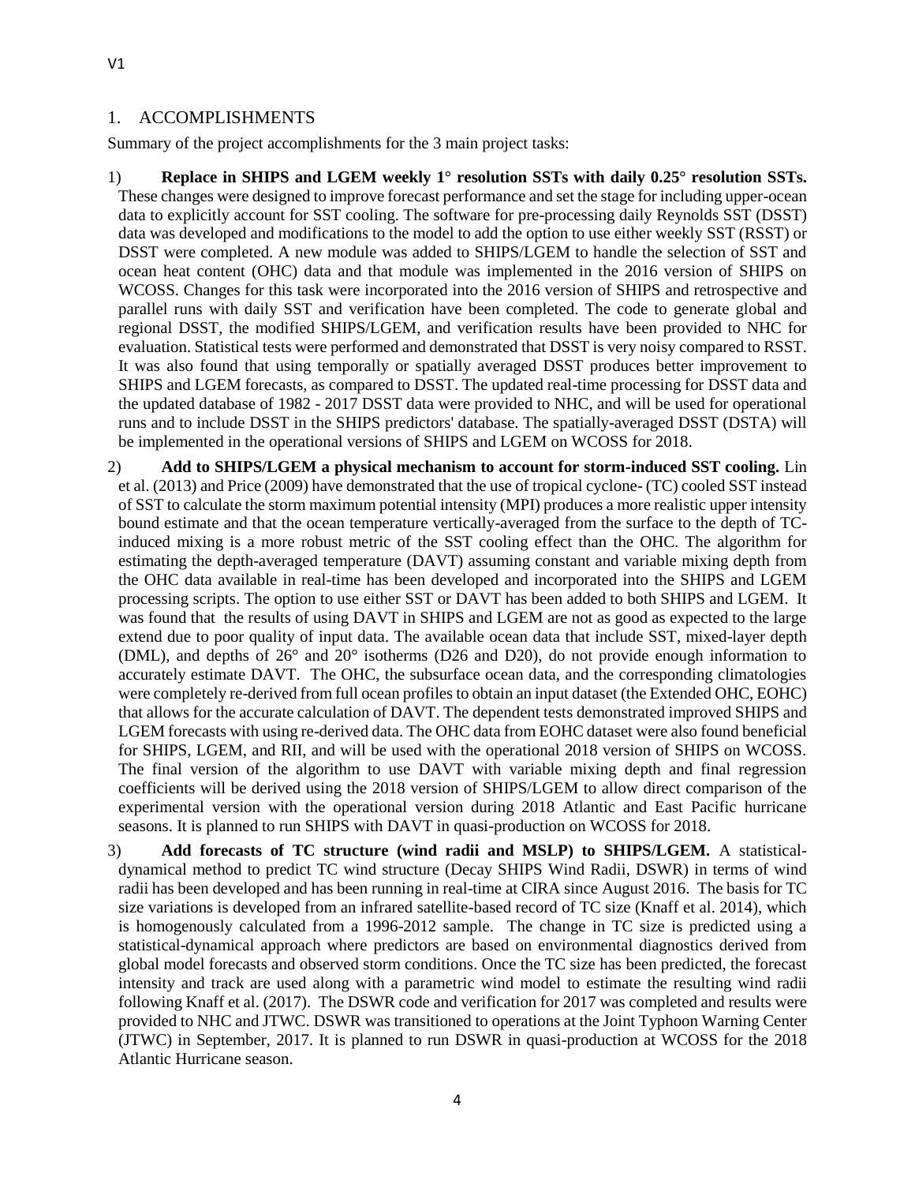## 1. ACCOMPLISHMENTS

Summary of the project accomplishments for the 3 main project tasks:

1) **Replace in SHIPS and LGEM weekly 1° resolution SSTs with daily 0.25° resolution SSTs.** These changes were designed to improve forecast performance and set the stage for including upper-ocean data to explicitly account for SST cooling. The software for pre-processing daily Reynolds SST (DSST) data was developed and modifications to the model to add the option to use either weekly SST (RSST) or DSST were completed. A new module was added to SHIPS/LGEM to handle the selection of SST and ocean heat content (OHC) data and that module was implemented in the 2016 version of SHIPS on WCOSS. Changes for this task were incorporated into the 2016 version of SHIPS and retrospective and parallel runs with daily SST and verification have been completed. The code to generate global and regional DSST, the modified SHIPS/LGEM, and verification results have been provided to NHC for evaluation. Statistical tests were performed and demonstrated that DSST is very noisy compared to RSST. It was also found that using temporally or spatially averaged DSST produces better improvement to SHIPS and LGEM forecasts, as compared to DSST. The updated real-time processing for DSST data and the updated database of 1982 - 2017 DSST data were provided to NHC, and will be used for operational runs and to include DSST in the SHIPS predictors' database. The spatially-averaged DSST (DSTA) will be implemented in the operational versions of SHIPS and LGEM on WCOSS for 2018.

2) **Add to SHIPS/LGEM a physical mechanism to account for storm-induced SST cooling.** Lin et al. (2013) and Price (2009) have demonstrated that the use of tropical cyclone- (TC) cooled SST instead of SST to calculate the storm maximum potential intensity (MPI) produces a more realistic upper intensity bound estimate and that the ocean temperature vertically-averaged from the surface to the depth of TC-induced mixing is a more robust metric of the SST cooling effect than the OHC. The algorithm for estimating the depth-averaged temperature (DAVT) assuming constant and variable mixing depth from the OHC data available in real-time has been developed and incorporated into the SHIPS and LGEM processing scripts. The option to use either SST or DAVT has been added to both SHIPS and LGEM. It was found that the results of using DAVT in SHIPS and LGEM are not as good as expected to the large extend due to poor quality of input data. The available ocean data that include SST, mixed-layer depth (DML), and depths of 26° and 20° isotherms (D26 and D20), do not provide enough information to accurately estimate DAVT. The OHC, the subsurface ocean data, and the corresponding climatologies were completely re-derived from full ocean profiles to obtain an input dataset (the Extended OHC, EOHC) that allows for the accurate calculation of DAVT. The dependent tests demonstrated improved SHIPS and LGEM forecasts with using re-derived data. The OHC data from EOHC dataset were also found beneficial for SHIPS, LGEM, and RII, and will be used with the operational 2018 version of SHIPS on WCOSS. The final version of the algorithm to use DAVT with variable mixing depth and final regression coefficients will be derived using the 2018 version of SHIPS/LGEM to allow direct comparison of the experimental version with the operational version during 2018 Atlantic and East Pacific hurricane seasons. It is planned to run SHIPS with DAVT in quasi-production on WCOSS for 2018.

3) **Add forecasts of TC structure (wind radii and MSLP) to SHIPS/LGEM.** A statistical-dynamical method to predict TC wind structure (Decay SHIPS Wind Radii, DSWR) in terms of wind radii has been developed and has been running in real-time at CIRA since August 2016. The basis for TC size variations is developed from an infrared satellite-based record of TC size (Knaff et al. 2014), which is homogenously calculated from a 1996-2012 sample. The change in TC size is predicted using a statistical-dynamical approach where predictors are based on environmental diagnostics derived from global model forecasts and observed storm conditions. Once the TC size has been predicted, the forecast intensity and track are used along with a parametric wind model to estimate the resulting wind radii following Knaff et al. (2017). The DSWR code and verification for 2017 was completed and results were provided to NHC and JTWC. DSWR was transitioned to operations at the Joint Typhoon Warning Center (JTWC) in September, 2017. It is planned to run DSWR in quasi-production at WCOSS for the 2018 Atlantic Hurricane season.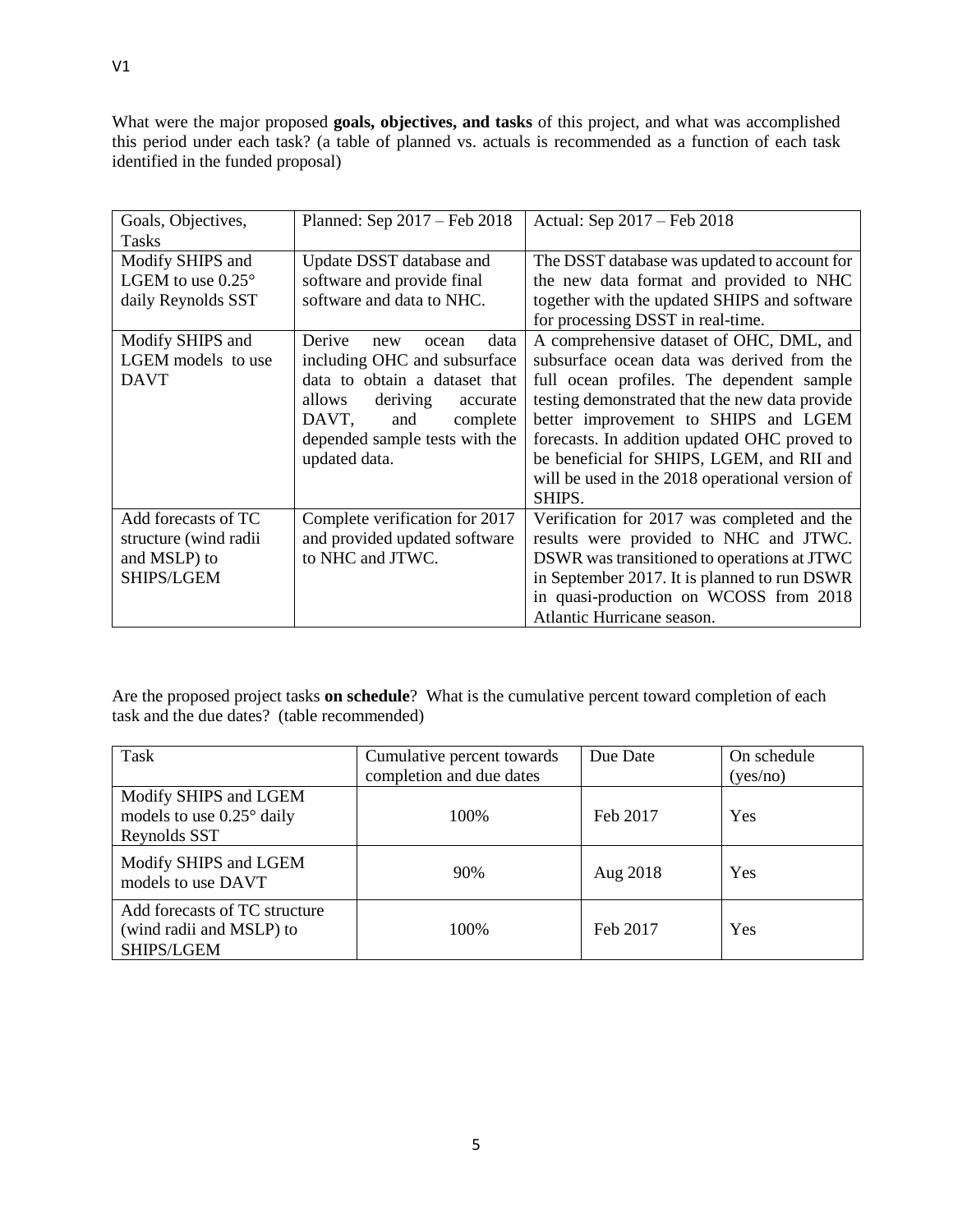What were the major proposed **goals, objectives, and tasks** of this project, and what was accomplished this period under each task? (a table of planned vs. actuals is recommended as a function of each task identified in the funded proposal)

| Goals, Objectives, Tasks | Planned: Sep 2017 – Feb 2018 | Actual: Sep 2017 – Feb 2018 |
|---|---|---|
| Modify SHIPS and LGEM to use 0.25° daily Reynolds SST | Update DSST database and software and provide final software and data to NHC. | The DSST database was updated to account for the new data format and provided to NHC together with the updated SHIPS and software for processing DSST in real-time. |
| Modify SHIPS and LGEM models to use DAVT | Derive new ocean data including OHC and subsurface data to obtain a dataset that allows deriving accurate DAVT, and complete depended sample tests with the updated data. | A comprehensive dataset of OHC, DML, and subsurface ocean data was derived from the full ocean profiles. The dependent sample testing demonstrated that the new data provide better improvement to SHIPS and LGEM forecasts. In addition updated OHC proved to be beneficial for SHIPS, LGEM, and RII and will be used in the 2018 operational version of SHIPS. |
| Add forecasts of TC structure (wind radii and MSLP) to SHIPS/LGEM | Complete verification for 2017 and provided updated software to NHC and JTWC. | Verification for 2017 was completed and the results were provided to NHC and JTWC. DSWR was transitioned to operations at JTWC in September 2017. It is planned to run DSWR in quasi-production on WCOSS from 2018 Atlantic Hurricane season. |

Are the proposed project tasks **on schedule**? What is the cumulative percent toward completion of each task and the due dates? (table recommended)

| Task | Cumulative percent towards completion and due dates | Due Date | On schedule (yes/no) |
|---|---|---|---|
| Modify SHIPS and LGEM models to use 0.25° daily Reynolds SST | 100% | Feb 2017 | Yes |
| Modify SHIPS and LGEM models to use DAVT | 90% | Aug 2018 | Yes |
| Add forecasts of TC structure (wind radii and MSLP) to SHIPS/LGEM | 100% | Feb 2017 | Yes |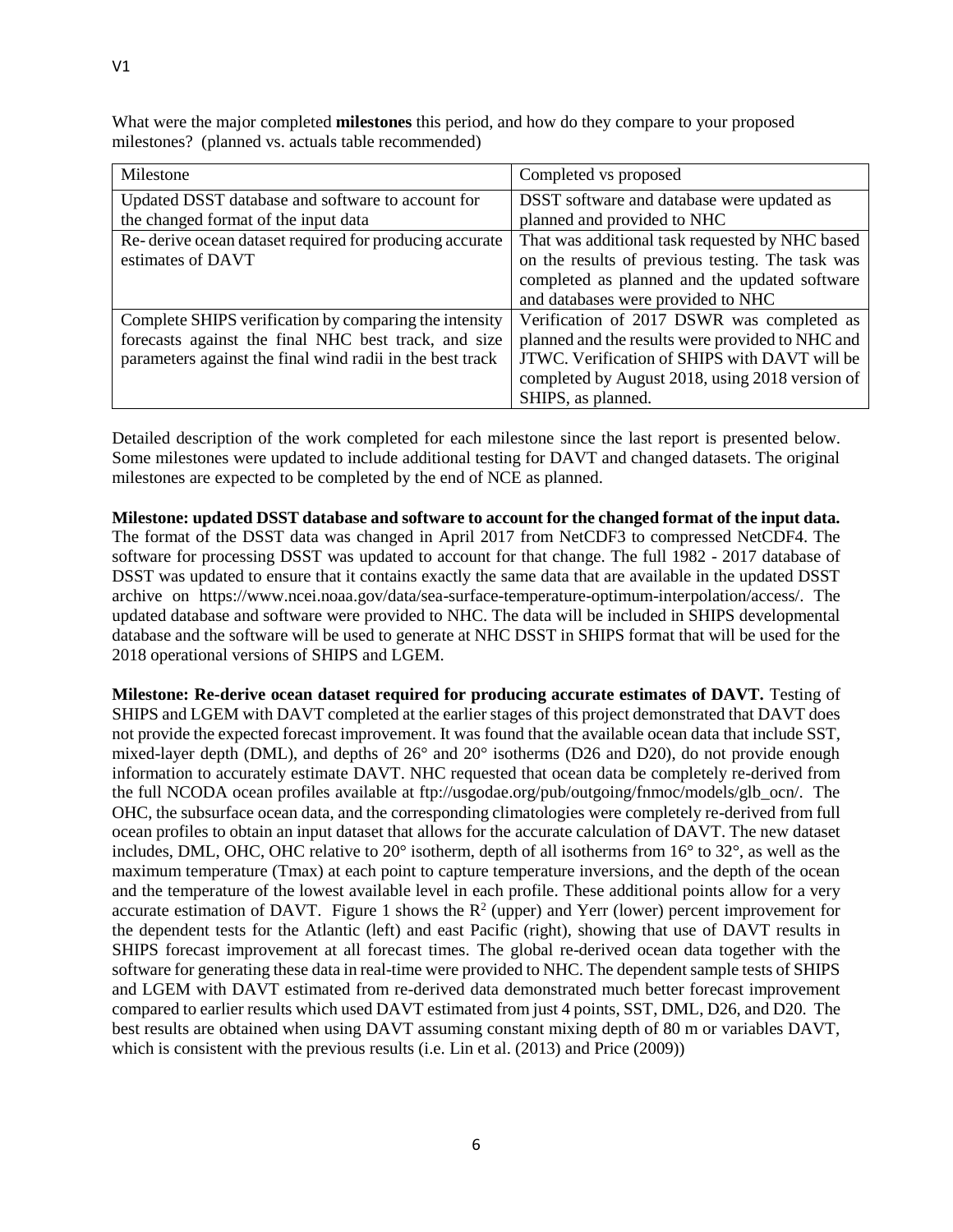What were the major completed **milestones** this period, and how do they compare to your proposed milestones? (planned vs. actuals table recommended)

| Milestone | Completed vs proposed |
|---|---|
| Updated DSST database and software to account for the changed format of the input data | DSST software and database were updated as planned and provided to NHC |
| Re- derive ocean dataset required for producing accurate estimates of DAVT | That was additional task requested by NHC based on the results of previous testing. The task was completed as planned and the updated software and databases were provided to NHC |
| Complete SHIPS verification by comparing the intensity forecasts against the final NHC best track, and size parameters against the final wind radii in the best track | Verification of 2017 DSWR was completed as planned and the results were provided to NHC and JTWC. Verification of SHIPS with DAVT will be completed by August 2018, using 2018 version of SHIPS, as planned. |

Detailed description of the work completed for each milestone since the last report is presented below. Some milestones were updated to include additional testing for DAVT and changed datasets. The original milestones are expected to be completed by the end of NCE as planned.

**Milestone: updated DSST database and software to account for the changed format of the input data.** The format of the DSST data was changed in April 2017 from NetCDF3 to compressed NetCDF4. The software for processing DSST was updated to account for that change. The full 1982 - 2017 database of DSST was updated to ensure that it contains exactly the same data that are available in the updated DSST archive on https://www.ncei.noaa.gov/data/sea-surface-temperature-optimum-interpolation/access/. The updated database and software were provided to NHC. The data will be included in SHIPS developmental database and the software will be used to generate at NHC DSST in SHIPS format that will be used for the 2018 operational versions of SHIPS and LGEM.

**Milestone: Re-derive ocean dataset required for producing accurate estimates of DAVT.** Testing of SHIPS and LGEM with DAVT completed at the earlier stages of this project demonstrated that DAVT does not provide the expected forecast improvement. It was found that the available ocean data that include SST, mixed-layer depth (DML), and depths of 26° and 20° isotherms (D26 and D20), do not provide enough information to accurately estimate DAVT. NHC requested that ocean data be completely re-derived from the full NCODA ocean profiles available at ftp://usgodae.org/pub/outgoing/fnmoc/models/glb_ocn/. The OHC, the subsurface ocean data, and the corresponding climatologies were completely re-derived from full ocean profiles to obtain an input dataset that allows for the accurate calculation of DAVT. The new dataset includes, DML, OHC, OHC relative to 20° isotherm, depth of all isotherms from 16° to 32°, as well as the maximum temperature (Tmax) at each point to capture temperature inversions, and the depth of the ocean and the temperature of the lowest available level in each profile. These additional points allow for a very accurate estimation of DAVT. Figure 1 shows the $R^2$ (upper) and Yerr (lower) percent improvement for the dependent tests for the Atlantic (left) and east Pacific (right), showing that use of DAVT results in SHIPS forecast improvement at all forecast times. The global re-derived ocean data together with the software for generating these data in real-time were provided to NHC. The dependent sample tests of SHIPS and LGEM with DAVT estimated from re-derived data demonstrated much better forecast improvement compared to earlier results which used DAVT estimated from just 4 points, SST, DML, D26, and D20. The best results are obtained when using DAVT assuming constant mixing depth of 80 m or variables DAVT, which is consistent with the previous results (i.e. Lin et al. (2013) and Price (2009))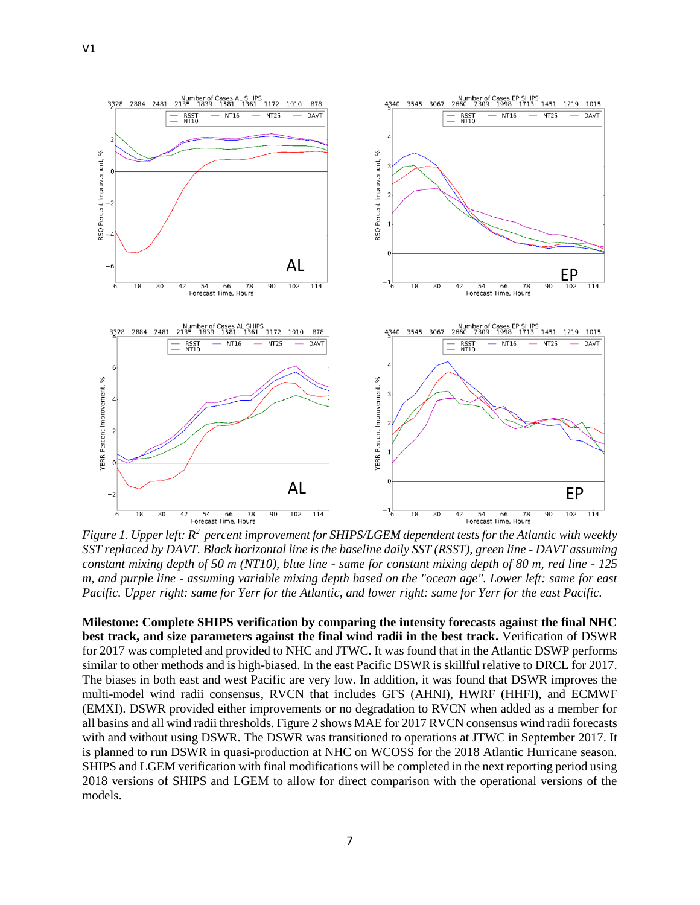*Figure 1. Upper left: $R^2$ percent improvement for SHIPS/LGEM dependent tests for the Atlantic with weekly SST replaced by DAVT. Black horizontal line is the baseline daily SST (RSST), green line - DAVT assuming constant mixing depth of 50 m (NT10), blue line - same for constant mixing depth of 80 m, red line - 125 m, and purple line - assuming variable mixing depth based on the "ocean age". Lower left: same for east Pacific. Upper right: same for Yerr for the Atlantic, and lower right: same for Yerr for the east Pacific.*

**Milestone: Complete SHIPS verification by comparing the intensity forecasts against the final NHC best track, and size parameters against the final wind radii in the best track.** Verification of DSWR for 2017 was completed and provided to NHC and JTWC. It was found that in the Atlantic DSWP performs similar to other methods and is high-biased. In the east Pacific DSWR is skillful relative to DRCL for 2017. The biases in both east and west Pacific are very low. In addition, it was found that DSWR improves the multi-model wind radii consensus, RVCN that includes GFS (AHNI), HWRF (HHFI), and ECMWF (EMXI). DSWR provided either improvements or no degradation to RVCN when added as a member for all basins and all wind radii thresholds. Figure 2 shows MAE for 2017 RVCN consensus wind radii forecasts with and without using DSWR. The DSWR was transitioned to operations at JTWC in September 2017. It is planned to run DSWR in quasi-production at NHC on WCOSS for the 2018 Atlantic Hurricane season. SHIPS and LGEM verification with final modifications will be completed in the next reporting period using 2018 versions of SHIPS and LGEM to allow for direct comparison with the operational versions of the models.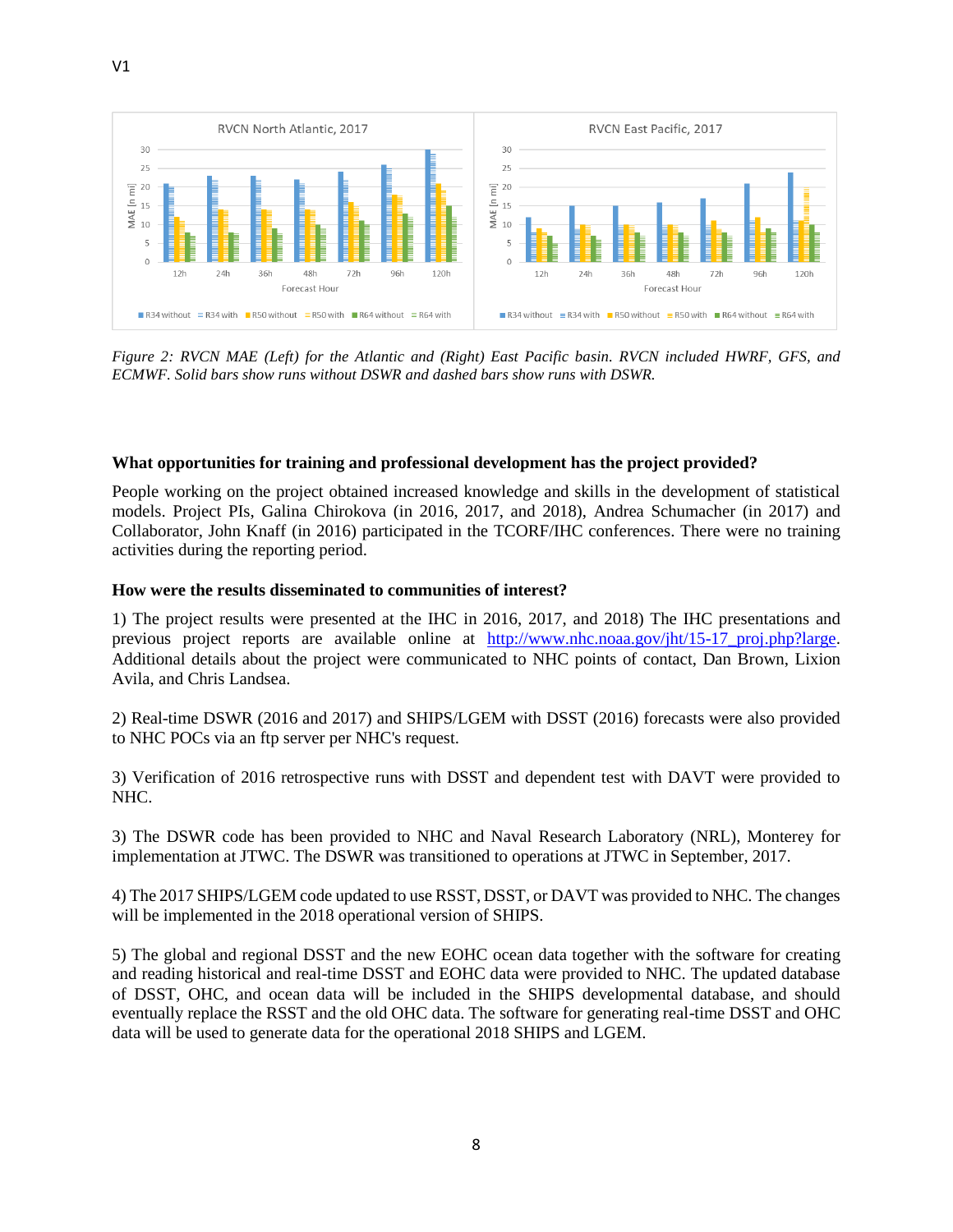*Figure 2: RVCN MAE (Left) for the Atlantic and (Right) East Pacific basin. RVCN included HWRF, GFS, and ECMWF. Solid bars show runs without DSWR and dashed bars show runs with DSWR.*

**What opportunities for training and professional development has the project provided?**

People working on the project obtained increased knowledge and skills in the development of statistical models. Project PIs, Galina Chirokova (in 2016, 2017, and 2018), Andrea Schumacher (in 2017) and Collaborator, John Knaff (in 2016) participated in the TCORF/IHC conferences. There were no training activities during the reporting period.

**How were the results disseminated to communities of interest?**

1) The project results were presented at the IHC in 2016, 2017, and 2018) The IHC presentations and previous project reports are available online at http://www.nhc.noaa.gov/jht/15-17_proj.php?large. Additional details about the project were communicated to NHC points of contact, Dan Brown, Lixion Avila, and Chris Landsea.

2) Real-time DSWR (2016 and 2017) and SHIPS/LGEM with DSST (2016) forecasts were also provided to NHC POCs via an ftp server per NHC's request.

3) Verification of 2016 retrospective runs with DSST and dependent test with DAVT were provided to NHC.

3) The DSWR code has been provided to NHC and Naval Research Laboratory (NRL), Monterey for implementation at JTWC. The DSWR was transitioned to operations at JTWC in September, 2017.

4) The 2017 SHIPS/LGEM code updated to use RSST, DSST, or DAVT was provided to NHC. The changes will be implemented in the 2018 operational version of SHIPS.

5) The global and regional DSST and the new EOHC ocean data together with the software for creating and reading historical and real-time DSST and EOHC data were provided to NHC. The updated database of DSST, OHC, and ocean data will be included in the SHIPS developmental database, and should eventually replace the RSST and the old OHC data. The software for generating real-time DSST and OHC data will be used to generate data for the operational 2018 SHIPS and LGEM.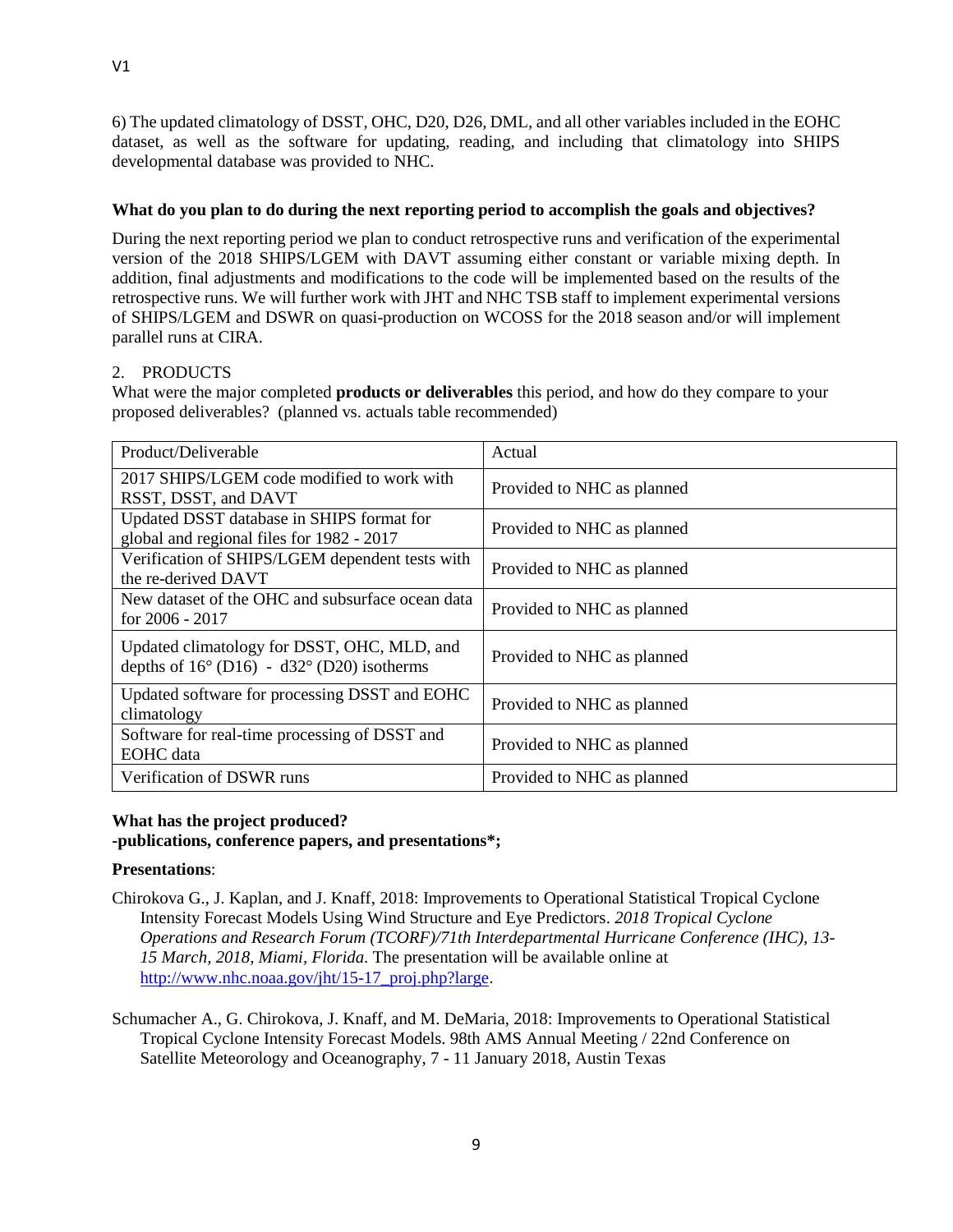6) The updated climatology of DSST, OHC, D20, D26, DML, and all other variables included in the EOHC dataset, as well as the software for updating, reading, and including that climatology into SHIPS developmental database was provided to NHC.

**What do you plan to do during the next reporting period to accomplish the goals and objectives?**

During the next reporting period we plan to conduct retrospective runs and verification of the experimental version of the 2018 SHIPS/LGEM with DAVT assuming either constant or variable mixing depth. In addition, final adjustments and modifications to the code will be implemented based on the results of the retrospective runs. We will further work with JHT and NHC TSB staff to implement experimental versions of SHIPS/LGEM and DSWR on quasi-production on WCOSS for the 2018 season and/or will implement parallel runs at CIRA.

2. PRODUCTS

What were the major completed **products or deliverables** this period, and how do they compare to your proposed deliverables? (planned vs. actuals table recommended)

| Product/Deliverable | Actual |
|---|---|
| 2017 SHIPS/LGEM code modified to work with RSST, DSST, and DAVT | Provided to NHC as planned |
| Updated DSST database in SHIPS format for global and regional files for 1982 - 2017 | Provided to NHC as planned |
| Verification of SHIPS/LGEM dependent tests with the re-derived DAVT | Provided to NHC as planned |
| New dataset of the OHC and subsurface ocean data for 2006 - 2017 | Provided to NHC as planned |
| Updated climatology for DSST, OHC, MLD, and depths of 16° (D16) - d32° (D20) isotherms | Provided to NHC as planned |
| Updated software for processing DSST and EOHC climatology | Provided to NHC as planned |
| Software for real-time processing of DSST and EOHC data | Provided to NHC as planned |
| Verification of DSWR runs | Provided to NHC as planned |

**What has the project produced?**
**-publications, conference papers, and presentations*;**

**Presentations**:

Chirokova G., J. Kaplan, and J. Knaff, 2018: Improvements to Operational Statistical Tropical Cyclone Intensity Forecast Models Using Wind Structure and Eye Predictors. *2018 Tropical Cyclone Operations and Research Forum (TCORF)/71th Interdepartmental Hurricane Conference (IHC), 13-15 March, 2018, Miami, Florida*. The presentation will be available online at http://www.nhc.noaa.gov/jht/15-17_proj.php?large.

Schumacher A., G. Chirokova, J. Knaff, and M. DeMaria, 2018: Improvements to Operational Statistical Tropical Cyclone Intensity Forecast Models. 98th AMS Annual Meeting / 22nd Conference on Satellite Meteorology and Oceanography, 7 - 11 January 2018, Austin Texas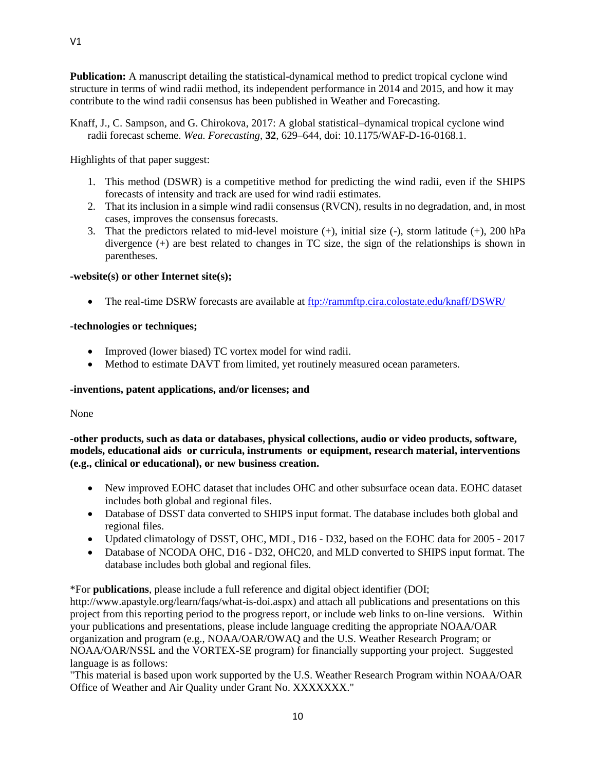V1

**Publication:** A manuscript detailing the statistical-dynamical method to predict tropical cyclone wind structure in terms of wind radii method, its independent performance in 2014 and 2015, and how it may contribute to the wind radii consensus has been published in Weather and Forecasting.

Knaff, J., C. Sampson, and G. Chirokova, 2017: A global statistical–dynamical tropical cyclone wind radii forecast scheme. *Wea. Forecasting*, **32**, 629–644, doi: 10.1175/WAF-D-16-0168.1.

Highlights of that paper suggest:

1. This method (DSWR) is a competitive method for predicting the wind radii, even if the SHIPS forecasts of intensity and track are used for wind radii estimates.
2. That its inclusion in a simple wind radii consensus (RVCN), results in no degradation, and, in most cases, improves the consensus forecasts.
3. That the predictors related to mid-level moisture (+), initial size (-), storm latitude (+), 200 hPa divergence (+) are best related to changes in TC size, the sign of the relationships is shown in parentheses.

**-website(s) or other Internet site(s);**

- The real-time DSRW forecasts are available at [ftp://rammftp.cira.colostate.edu/knaff/DSWR/](ftp://rammftp.cira.colostate.edu/knaff/DSWR/)

**-technologies or techniques;**

- Improved (lower biased) TC vortex model for wind radii.
- Method to estimate DAVT from limited, yet routinely measured ocean parameters.

**-inventions, patent applications, and/or licenses; and**

None

**-other products, such as data or databases, physical collections, audio or video products, software, models, educational aids or curricula, instruments or equipment, research material, interventions (e.g., clinical or educational), or new business creation.**

- New improved EOHC dataset that includes OHC and other subsurface ocean data. EOHC dataset includes both global and regional files.
- Database of DSST data converted to SHIPS input format. The database includes both global and regional files.
- Updated climatology of DSST, OHC, MDL, D16 - D32, based on the EOHC data for 2005 - 2017
- Database of NCODA OHC, D16 - D32, OHC20, and MLD converted to SHIPS input format. The database includes both global and regional files.

*For **publications**, please include a full reference and digital object identifier (DOI; http://www.apastyle.org/learn/faqs/what-is-doi.aspx) and attach all publications and presentations on this project from this reporting period to the progress report, or include web links to on-line versions. Within your publications and presentations, please include language crediting the appropriate NOAA/OAR organization and program (e.g., NOAA/OAR/OWAQ and the U.S. Weather Research Program; or NOAA/OAR/NSSL and the VORTEX-SE program) for financially supporting your project. Suggested language is as follows:
"This material is based upon work supported by the U.S. Weather Research Program within NOAA/OAR Office of Weather and Air Quality under Grant No. XXXXXXX."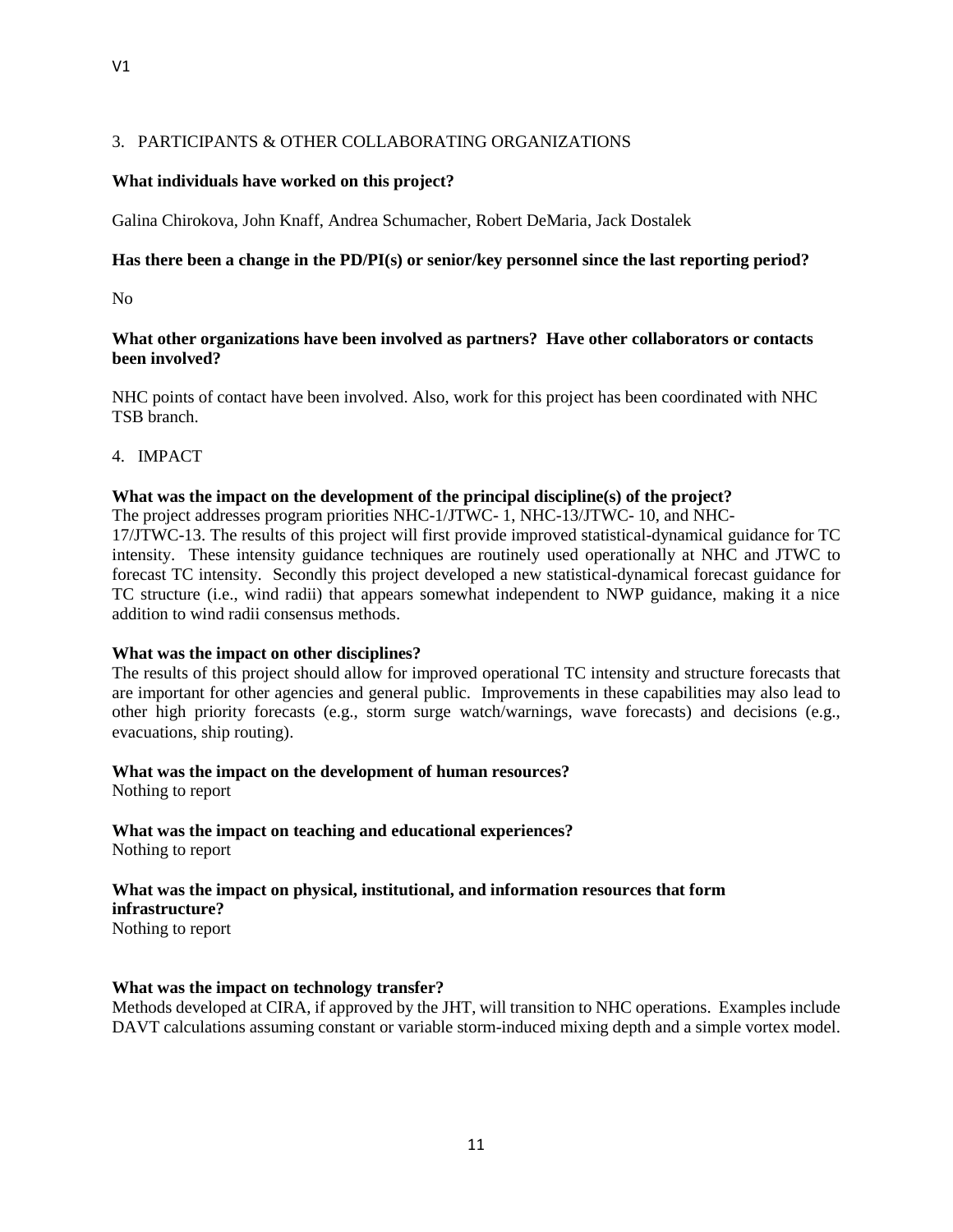## 3. PARTICIPANTS & OTHER COLLABORATING ORGANIZATIONS

**What individuals have worked on this project?**

Galina Chirokova, John Knaff, Andrea Schumacher, Robert DeMaria, Jack Dostalek

**Has there been a change in the PD/PI(s) or senior/key personnel since the last reporting period?**

No

**What other organizations have been involved as partners? Have other collaborators or contacts been involved?**

NHC points of contact have been involved. Also, work for this project has been coordinated with NHC TSB branch.

## 4. IMPACT

**What was the impact on the development of the principal discipline(s) of the project?**

The project addresses program priorities NHC-1/JTWC- 1, NHC-13/JTWC- 10, and NHC-17/JTWC-13. The results of this project will first provide improved statistical-dynamical guidance for TC intensity. These intensity guidance techniques are routinely used operationally at NHC and JTWC to forecast TC intensity. Secondly this project developed a new statistical-dynamical forecast guidance for TC structure (i.e., wind radii) that appears somewhat independent to NWP guidance, making it a nice addition to wind radii consensus methods.

**What was the impact on other disciplines?**

The results of this project should allow for improved operational TC intensity and structure forecasts that are important for other agencies and general public. Improvements in these capabilities may also lead to other high priority forecasts (e.g., storm surge watch/warnings, wave forecasts) and decisions (e.g., evacuations, ship routing).

**What was the impact on the development of human resources?**

Nothing to report

**What was the impact on teaching and educational experiences?**

Nothing to report

**What was the impact on physical, institutional, and information resources that form infrastructure?**

Nothing to report

**What was the impact on technology transfer?**

Methods developed at CIRA, if approved by the JHT, will transition to NHC operations. Examples include DAVT calculations assuming constant or variable storm-induced mixing depth and a simple vortex model.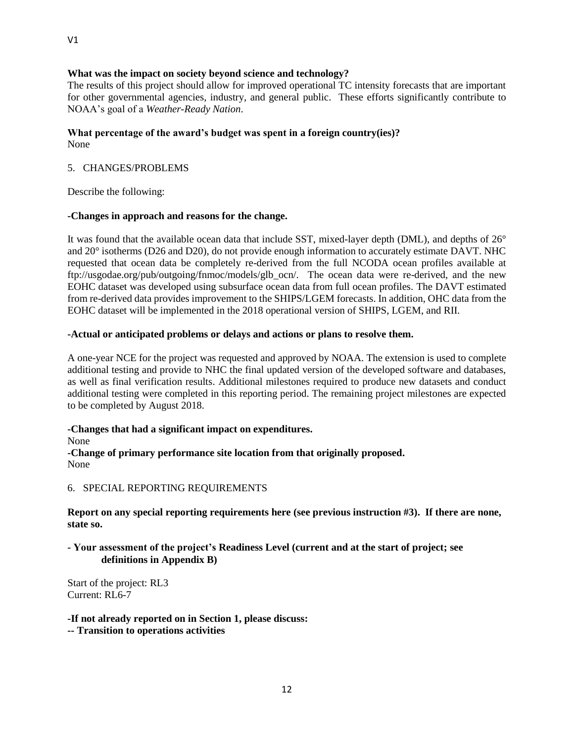**What was the impact on society beyond science and technology?**

The results of this project should allow for improved operational TC intensity forecasts that are important for other governmental agencies, industry, and general public. These efforts significantly contribute to NOAA's goal of a *Weather-Ready Nation*.

**What percentage of the award's budget was spent in a foreign country(ies)?**

None

5. CHANGES/PROBLEMS

Describe the following:

**-Changes in approach and reasons for the change.**

It was found that the available ocean data that include SST, mixed-layer depth (DML), and depths of 26° and 20° isotherms (D26 and D20), do not provide enough information to accurately estimate DAVT. NHC requested that ocean data be completely re-derived from the full NCODA ocean profiles available at ftp://usgodae.org/pub/outgoing/fnmoc/models/glb_ocn/. The ocean data were re-derived, and the new EOHC dataset was developed using subsurface ocean data from full ocean profiles. The DAVT estimated from re-derived data provides improvement to the SHIPS/LGEM forecasts. In addition, OHC data from the EOHC dataset will be implemented in the 2018 operational version of SHIPS, LGEM, and RII.

**-Actual or anticipated problems or delays and actions or plans to resolve them.**

A one-year NCE for the project was requested and approved by NOAA. The extension is used to complete additional testing and provide to NHC the final updated version of the developed software and databases, as well as final verification results. Additional milestones required to produce new datasets and conduct additional testing were completed in this reporting period. The remaining project milestones are expected to be completed by August 2018.

**-Changes that had a significant impact on expenditures.**

None

**-Change of primary performance site location from that originally proposed.**

None

6. SPECIAL REPORTING REQUIREMENTS

**Report on any special reporting requirements here (see previous instruction #3). If there are none, state so.**

**- Your assessment of the project's Readiness Level (current and at the start of project; see definitions in Appendix B)**

Start of the project: RL3
Current: RL6-7

**-If not already reported on in Section 1, please discuss:**

**-- Transition to operations activities**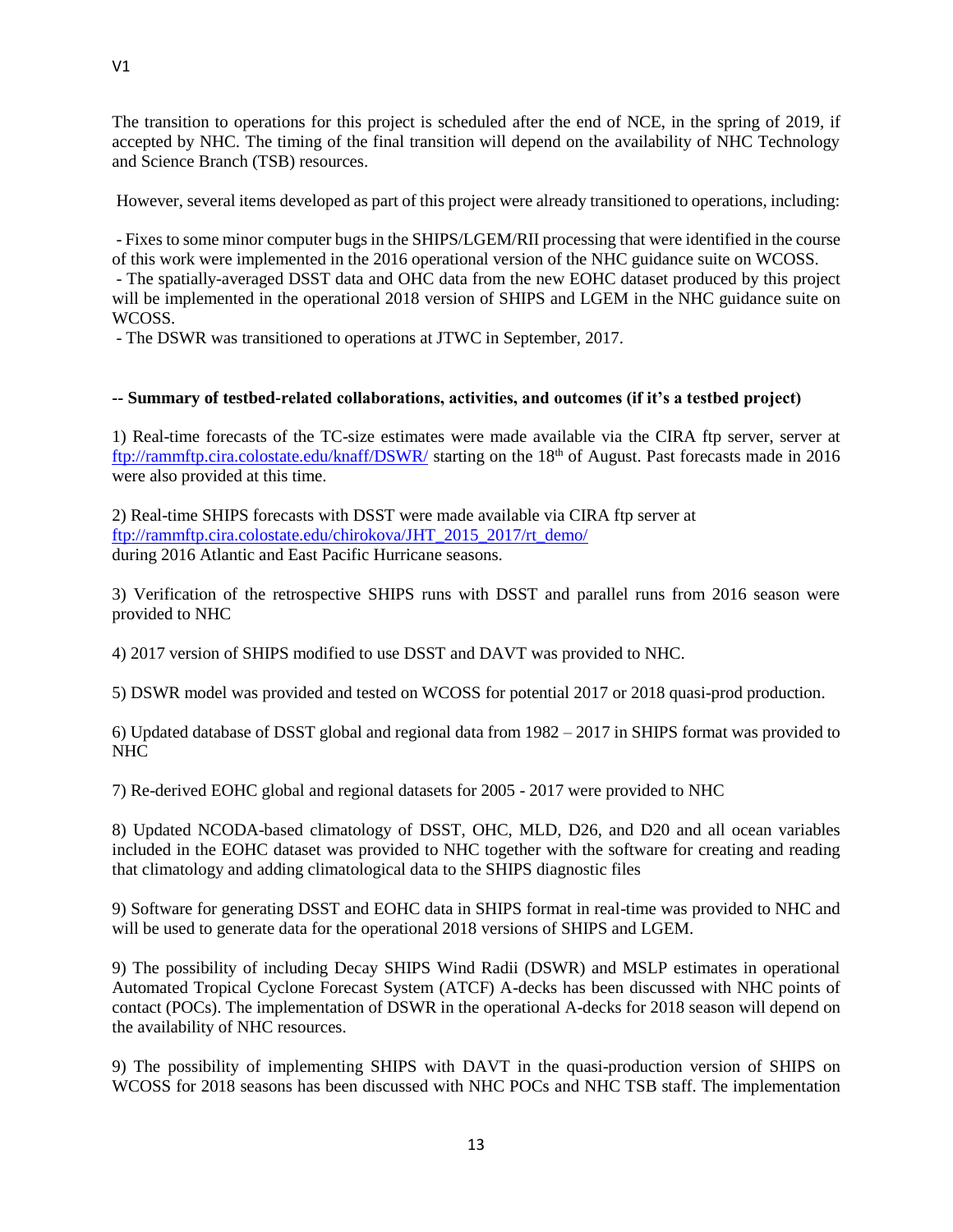The transition to operations for this project is scheduled after the end of NCE, in the spring of 2019, if accepted by NHC. The timing of the final transition will depend on the availability of NHC Technology and Science Branch (TSB) resources.

However, several items developed as part of this project were already transitioned to operations, including:

- Fixes to some minor computer bugs in the SHIPS/LGEM/RII processing that were identified in the course of this work were implemented in the 2016 operational version of the NHC guidance suite on WCOSS.
- The spatially-averaged DSST data and OHC data from the new EOHC dataset produced by this project will be implemented in the operational 2018 version of SHIPS and LGEM in the NHC guidance suite on WCOSS.
- The DSWR was transitioned to operations at JTWC in September, 2017.

-- **Summary of testbed-related collaborations, activities, and outcomes (if it's a testbed project)**

1) Real-time forecasts of the TC-size estimates were made available via the CIRA ftp server, server at ftp://rammftp.cira.colostate.edu/knaff/DSWR/ starting on the 18th of August. Past forecasts made in 2016 were also provided at this time.

2) Real-time SHIPS forecasts with DSST were made available via CIRA ftp server at ftp://rammftp.cira.colostate.edu/chirokova/JHT_2015_2017/rt_demo/ during 2016 Atlantic and East Pacific Hurricane seasons.

3) Verification of the retrospective SHIPS runs with DSST and parallel runs from 2016 season were provided to NHC

4) 2017 version of SHIPS modified to use DSST and DAVT was provided to NHC.

5) DSWR model was provided and tested on WCOSS for potential 2017 or 2018 quasi-prod production.

6) Updated database of DSST global and regional data from 1982 – 2017 in SHIPS format was provided to NHC

7) Re-derived EOHC global and regional datasets for 2005 - 2017 were provided to NHC

8) Updated NCODA-based climatology of DSST, OHC, MLD, D26, and D20 and all ocean variables included in the EOHC dataset was provided to NHC together with the software for creating and reading that climatology and adding climatological data to the SHIPS diagnostic files

9) Software for generating DSST and EOHC data in SHIPS format in real-time was provided to NHC and will be used to generate data for the operational 2018 versions of SHIPS and LGEM.

9) The possibility of including Decay SHIPS Wind Radii (DSWR) and MSLP estimates in operational Automated Tropical Cyclone Forecast System (ATCF) A-decks has been discussed with NHC points of contact (POCs). The implementation of DSWR in the operational A-decks for 2018 season will depend on the availability of NHC resources.

9) The possibility of implementing SHIPS with DAVT in the quasi-production version of SHIPS on WCOSS for 2018 seasons has been discussed with NHC POCs and NHC TSB staff. The implementation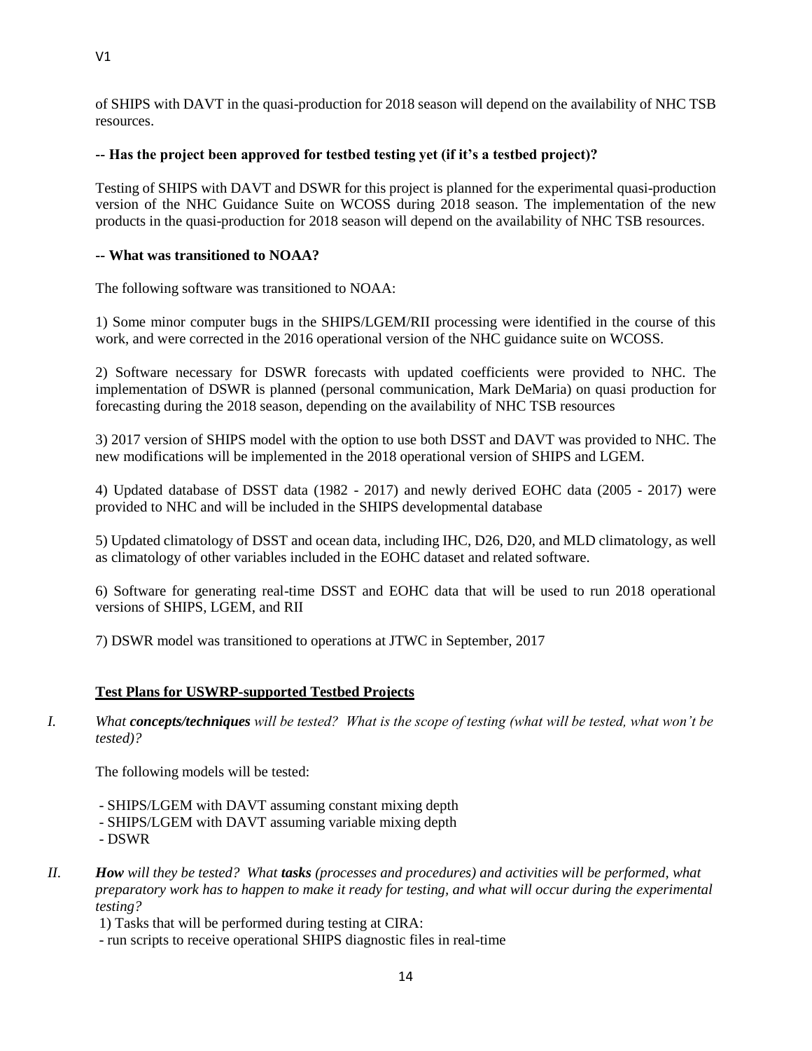of SHIPS with DAVT in the quasi-production for 2018 season will depend on the availability of NHC TSB resources.

**-- Has the project been approved for testbed testing yet (if it's a testbed project)?**

Testing of SHIPS with DAVT and DSWR for this project is planned for the experimental quasi-production version of the NHC Guidance Suite on WCOSS during 2018 season. The implementation of the new products in the quasi-production for 2018 season will depend on the availability of NHC TSB resources.

**-- What was transitioned to NOAA?**

The following software was transitioned to NOAA:

1) Some minor computer bugs in the SHIPS/LGEM/RII processing were identified in the course of this work, and were corrected in the 2016 operational version of the NHC guidance suite on WCOSS.

2) Software necessary for DSWR forecasts with updated coefficients were provided to NHC. The implementation of DSWR is planned (personal communication, Mark DeMaria) on quasi production for forecasting during the 2018 season, depending on the availability of NHC TSB resources

3) 2017 version of SHIPS model with the option to use both DSST and DAVT was provided to NHC. The new modifications will be implemented in the 2018 operational version of SHIPS and LGEM.

4) Updated database of DSST data (1982 - 2017) and newly derived EOHC data (2005 - 2017) were provided to NHC and will be included in the SHIPS developmental database

5) Updated climatology of DSST and ocean data, including IHC, D26, D20, and MLD climatology, as well as climatology of other variables included in the EOHC dataset and related software.

6) Software for generating real-time DSST and EOHC data that will be used to run 2018 operational versions of SHIPS, LGEM, and RII

7) DSWR model was transitioned to operations at JTWC in September, 2017

## Test Plans for USWRP-supported Testbed Projects

*I. What **concepts/techniques** will be tested? What is the scope of testing (what will be tested, what won't be tested)?*

The following models will be tested:

- SHIPS/LGEM with DAVT assuming constant mixing depth
- SHIPS/LGEM with DAVT assuming variable mixing depth
- DSWR

*II. **How** will they be tested? What **tasks** (processes and procedures) and activities will be performed, what preparatory work has to happen to make it ready for testing, and what will occur during the experimental testing?*

1) Tasks that will be performed during testing at CIRA:

- run scripts to receive operational SHIPS diagnostic files in real-time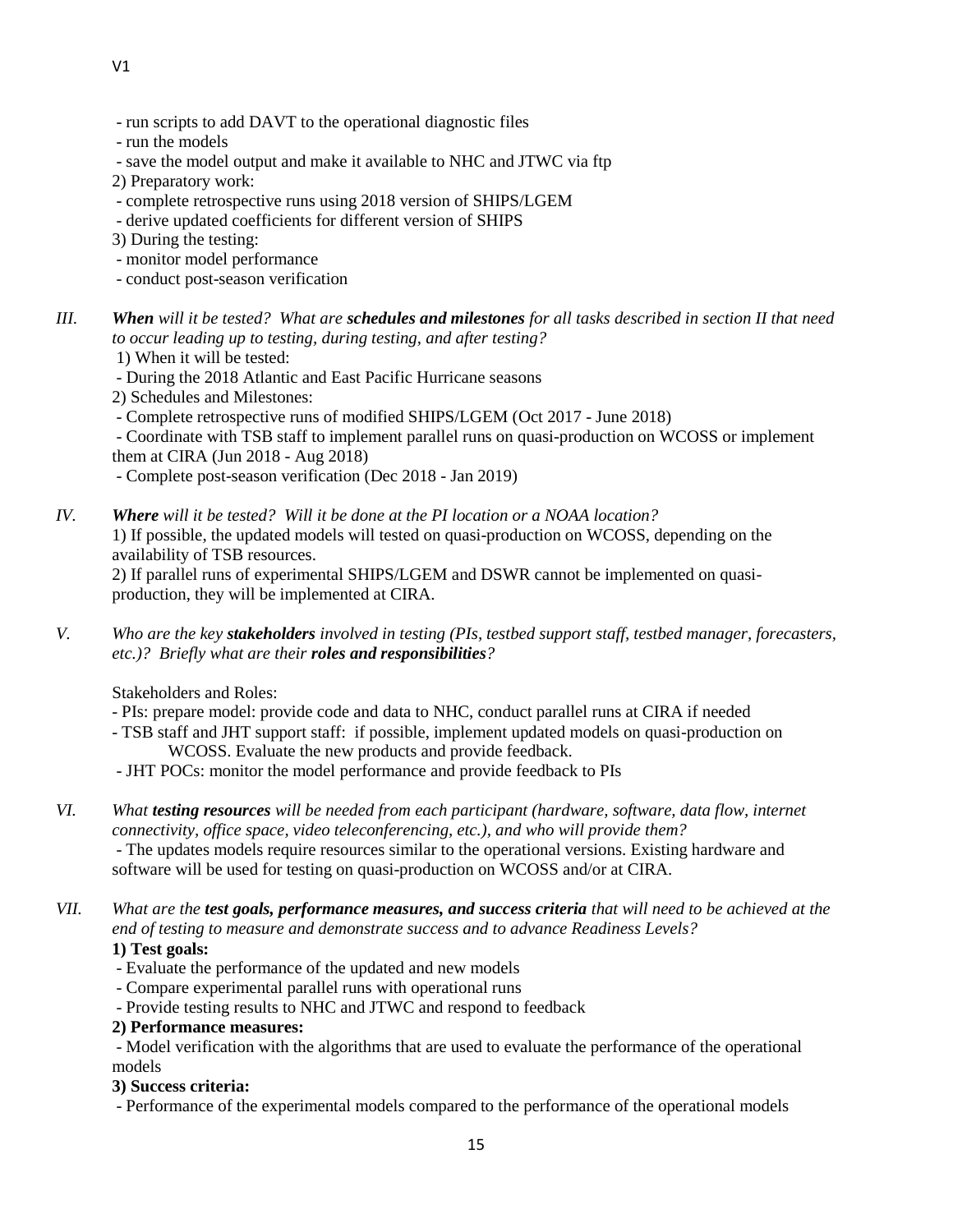- run scripts to add DAVT to the operational diagnostic files
- run the models
- save the model output and make it available to NHC and JTWC via ftp

2) Preparatory work:
- complete retrospective runs using 2018 version of SHIPS/LGEM
- derive updated coefficients for different version of SHIPS

3) During the testing:
- monitor model performance
- conduct post-season verification

III. ***When** will it be tested? What are **schedules and milestones** for all tasks described in section II that need to occur leading up to testing, during testing, and after testing?*

1) When it will be tested:
- During the 2018 Atlantic and East Pacific Hurricane seasons

2) Schedules and Milestones:
- Complete retrospective runs of modified SHIPS/LGEM (Oct 2017 - June 2018)
- Coordinate with TSB staff to implement parallel runs on quasi-production on WCOSS or implement them at CIRA (Jun 2018 - Aug 2018)
- Complete post-season verification (Dec 2018 - Jan 2019)

IV. ***Where** will it be tested? Will it be done at the PI location or a NOAA location?*

1) If possible, the updated models will tested on quasi-production on WCOSS, depending on the availability of TSB resources.

2) If parallel runs of experimental SHIPS/LGEM and DSWR cannot be implemented on quasi-production, they will be implemented at CIRA.

V. *Who are the key **stakeholders** involved in testing (PIs, testbed support staff, testbed manager, forecasters, etc.)? Briefly what are their **roles and responsibilities**?*

Stakeholders and Roles:
- PIs: prepare model: provide code and data to NHC, conduct parallel runs at CIRA if needed
- TSB staff and JHT support staff: if possible, implement updated models on quasi-production on WCOSS. Evaluate the new products and provide feedback.
- JHT POCs: monitor the model performance and provide feedback to PIs

VI. *What **testing resources** will be needed from each participant (hardware, software, data flow, internet connectivity, office space, video teleconferencing, etc.), and who will provide them?*

- The updates models require resources similar to the operational versions. Existing hardware and software will be used for testing on quasi-production on WCOSS and/or at CIRA.

VII. *What are the **test goals, performance measures, and success criteria** that will need to be achieved at the end of testing to measure and demonstrate success and to advance Readiness Levels?*

**1) Test goals:**
- Evaluate the performance of the updated and new models
- Compare experimental parallel runs with operational runs
- Provide testing results to NHC and JTWC and respond to feedback

**2) Performance measures:**
- Model verification with the algorithms that are used to evaluate the performance of the operational models

**3) Success criteria:**
- Performance of the experimental models compared to the performance of the operational models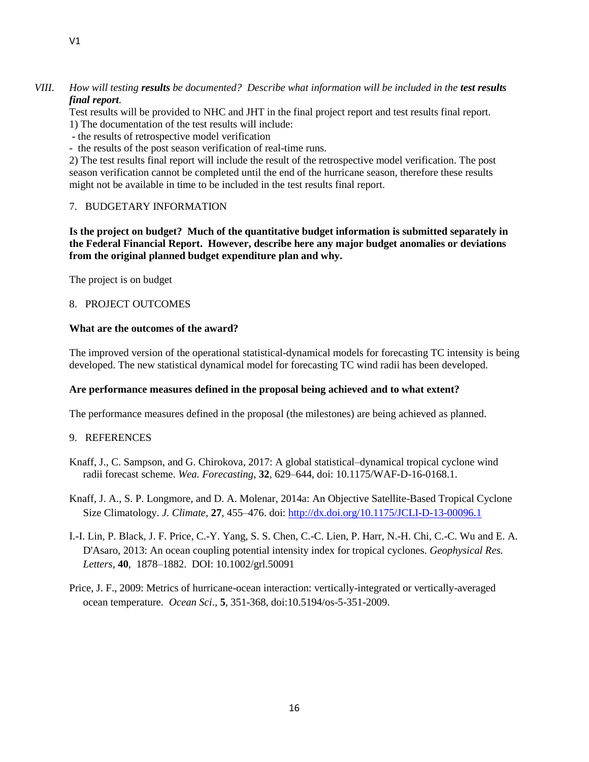*VIII. How will testing **results** be documented? Describe what information will be included in the **test results final report**.*

Test results will be provided to NHC and JHT in the final project report and test results final report.

1) The documentation of the test results will include:

- the results of retrospective model verification
- the results of the post season verification of real-time runs.

2) The test results final report will include the result of the retrospective model verification. The post season verification cannot be completed until the end of the hurricane season, therefore these results might not be available in time to be included in the test results final report.

## 7. BUDGETARY INFORMATION

**Is the project on budget? Much of the quantitative budget information is submitted separately in the Federal Financial Report. However, describe here any major budget anomalies or deviations from the original planned budget expenditure plan and why.**

The project is on budget

## 8. PROJECT OUTCOMES

**What are the outcomes of the award?**

The improved version of the operational statistical-dynamical models for forecasting TC intensity is being developed. The new statistical dynamical model for forecasting TC wind radii has been developed.

**Are performance measures defined in the proposal being achieved and to what extent?**

The performance measures defined in the proposal (the milestones) are being achieved as planned.

## 9. REFERENCES

Knaff, J., C. Sampson, and G. Chirokova, 2017: A global statistical–dynamical tropical cyclone wind radii forecast scheme. *Wea. Forecasting*, **32**, 629–644, doi: 10.1175/WAF-D-16-0168.1.

Knaff, J. A., S. P. Longmore, and D. A. Molenar, 2014a: An Objective Satellite-Based Tropical Cyclone Size Climatology. *J. Climate*, **27**, 455–476. doi: http://dx.doi.org/10.1175/JCLI-D-13-00096.1

I.-I. Lin, P. Black, J. F. Price, C.-Y. Yang, S. S. Chen, C.-C. Lien, P. Harr, N.-H. Chi, C.-C. Wu and E. A. D'Asaro, 2013: An ocean coupling potential intensity index for tropical cyclones. *Geophysical Res. Letters*, **40**, 1878–1882. DOI: 10.1002/grl.50091

Price, J. F., 2009: Metrics of hurricane-ocean interaction: vertically-integrated or vertically-averaged ocean temperature. *Ocean Sci*., **5**, 351-368, doi:10.5194/os-5-351-2009.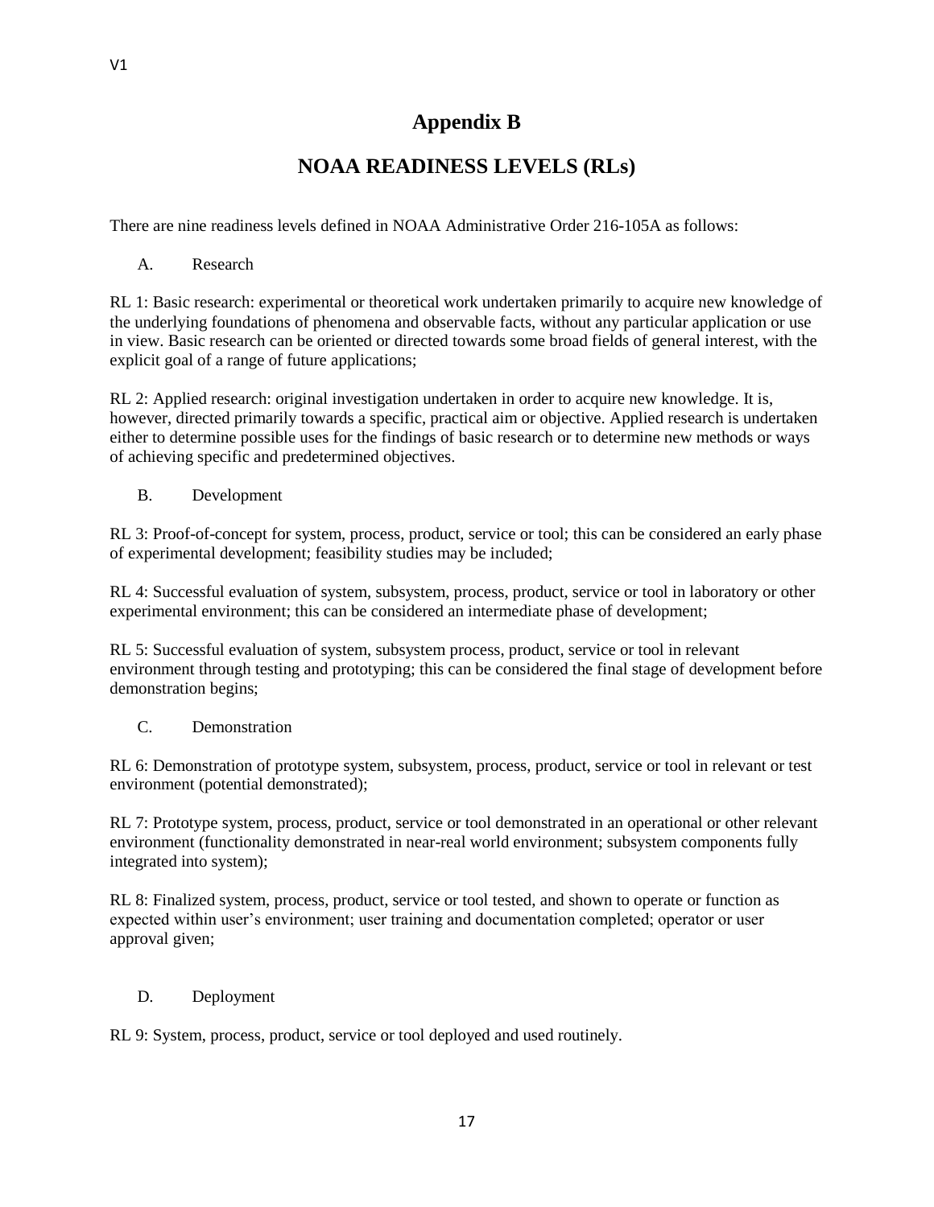# Appendix B

## NOAA READINESS LEVELS (RLs)

There are nine readiness levels defined in NOAA Administrative Order 216-105A as follows:

A. Research

RL 1: Basic research: experimental or theoretical work undertaken primarily to acquire new knowledge of the underlying foundations of phenomena and observable facts, without any particular application or use in view. Basic research can be oriented or directed towards some broad fields of general interest, with the explicit goal of a range of future applications;

RL 2: Applied research: original investigation undertaken in order to acquire new knowledge. It is, however, directed primarily towards a specific, practical aim or objective. Applied research is undertaken either to determine possible uses for the findings of basic research or to determine new methods or ways of achieving specific and predetermined objectives.

B. Development

RL 3: Proof-of-concept for system, process, product, service or tool; this can be considered an early phase of experimental development; feasibility studies may be included;

RL 4: Successful evaluation of system, subsystem, process, product, service or tool in laboratory or other experimental environment; this can be considered an intermediate phase of development;

RL 5: Successful evaluation of system, subsystem process, product, service or tool in relevant environment through testing and prototyping; this can be considered the final stage of development before demonstration begins;

C. Demonstration

RL 6: Demonstration of prototype system, subsystem, process, product, service or tool in relevant or test environment (potential demonstrated);

RL 7: Prototype system, process, product, service or tool demonstrated in an operational or other relevant environment (functionality demonstrated in near-real world environment; subsystem components fully integrated into system);

RL 8: Finalized system, process, product, service or tool tested, and shown to operate or function as expected within user's environment; user training and documentation completed; operator or user approval given;

D. Deployment

RL 9: System, process, product, service or tool deployed and used routinely.